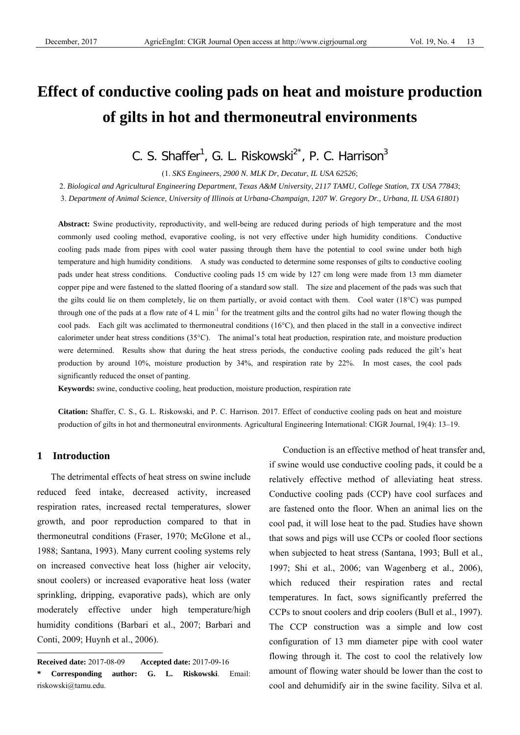# Effect of conductive cooling pads on heat and moisture production of gilts in hot and thermoneutral environments

C. S. Shaffer[1], G. L. Riskowski[2*], P. C. Harrison[3]

(1. *SKS Engineers*, *2900 N. MLK Dr*, *Decatur*, *IL USA 62526*;

2. *Biological and Agricultural Engineering Department*, *Texas A&M University*, *2117 TAMU*, *College Station, TX USA 77843*;

3. *Department of Animal Science*, *University of Illinois at Urbana-Champaign*, *1207 W. Gregory Dr., Urbana*, *IL USA 61801*)

**Abstract:** Swine productivity, reproductivity, and well-being are reduced during periods of high temperature and the most commonly used cooling method, evaporative cooling, is not very effective under high humidity conditions. Conductive cooling pads made from pipes with cool water passing through them have the potential to cool swine under both high temperature and high humidity conditions. A study was conducted to determine some responses of gilts to conductive cooling pads under heat stress conditions. Conductive cooling pads 15 cm wide by 127 cm long were made from 13 mm diameter copper pipe and were fastened to the slatted flooring of a standard sow stall. The size and placement of the pads was such that the gilts could lie on them completely, lie on them partially, or avoid contact with them. Cool water (18°C) was pumped through one of the pads at a flow rate of 4 L min$^{-1}$ for the treatment gilts and the control gilts had no water flowing though the cool pads. Each gilt was acclimated to thermoneutral conditions (16°C), and then placed in the stall in a convective indirect calorimeter under heat stress conditions (35°C). The animal's total heat production, respiration rate, and moisture production were determined. Results show that during the heat stress periods, the conductive cooling pads reduced the gilt's heat production by around 10%, moisture production by 34%, and respiration rate by 22%. In most cases, the cool pads significantly reduced the onset of panting.

**Keywords:** swine, conductive cooling, heat production, moisture production, respiration rate

**Citation:** Shaffer, C. S., G. L. Riskowski, and P. C. Harrison. 2017. Effect of conductive cooling pads on heat and moisture production of gilts in hot and thermoneutral environments. Agricultural Engineering International: CIGR Journal, 19(4): 13–19.

## 1 Introduction

The detrimental effects of heat stress on swine include reduced feed intake, decreased activity, increased respiration rates, increased rectal temperatures, slower growth, and poor reproduction compared to that in thermoneutral conditions (Fraser, 1970; McGlone et al., 1988; Santana, 1993). Many current cooling systems rely on increased convective heat loss (higher air velocity, snout coolers) or increased evaporative heat loss (water sprinkling, dripping, evaporative pads), which are only moderately effective under high temperature/high humidity conditions (Barbari et al., 2007; Barbari and Conti, 2009; Huynh et al., 2006).

Conduction is an effective method of heat transfer and, if swine would use conductive cooling pads, it could be a relatively effective method of alleviating heat stress. Conductive cooling pads (CCP) have cool surfaces and are fastened onto the floor. When an animal lies on the cool pad, it will lose heat to the pad. Studies have shown that sows and pigs will use CCPs or cooled floor sections when subjected to heat stress (Santana, 1993; Bull et al., 1997; Shi et al., 2006; van Wagenberg et al., 2006), which reduced their respiration rates and rectal temperatures. In fact, sows significantly preferred the CCPs to snout coolers and drip coolers (Bull et al., 1997). The CCP construction was a simple and low cost configuration of 13 mm diameter pipe with cool water flowing through it. The cost to cool the relatively low amount of flowing water should be lower than the cost to cool and dehumidify air in the swine facility. Silva et al.

**Received date:** 2017-08-09 **Accepted date:** 2017-09-16

**\* Corresponding author: G. L. Riskowski**. Email: riskowski@tamu.edu.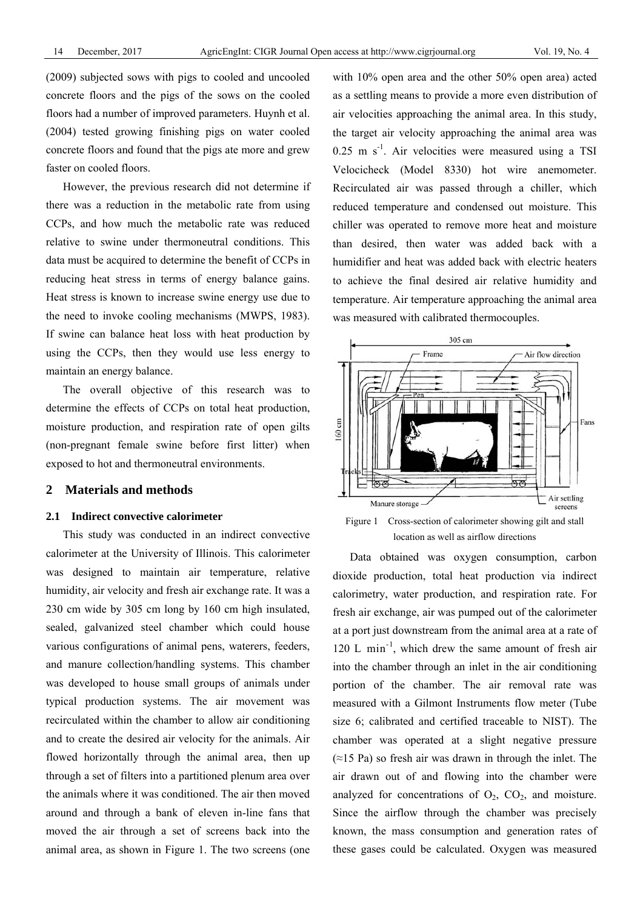(2009) subjected sows with pigs to cooled and uncooled concrete floors and the pigs of the sows on the cooled floors had a number of improved parameters. Huynh et al. (2004) tested growing finishing pigs on water cooled concrete floors and found that the pigs ate more and grew faster on cooled floors.

However, the previous research did not determine if there was a reduction in the metabolic rate from using CCPs, and how much the metabolic rate was reduced relative to swine under thermoneutral conditions. This data must be acquired to determine the benefit of CCPs in reducing heat stress in terms of energy balance gains. Heat stress is known to increase swine energy use due to the need to invoke cooling mechanisms (MWPS, 1983). If swine can balance heat loss with heat production by using the CCPs, then they would use less energy to maintain an energy balance.

The overall objective of this research was to determine the effects of CCPs on total heat production, moisture production, and respiration rate of open gilts (non-pregnant female swine before first litter) when exposed to hot and thermoneutral environments.

## 2 Materials and methods

### 2.1 Indirect convective calorimeter

This study was conducted in an indirect convective calorimeter at the University of Illinois. This calorimeter was designed to maintain air temperature, relative humidity, air velocity and fresh air exchange rate. It was a 230 cm wide by 305 cm long by 160 cm high insulated, sealed, galvanized steel chamber which could house various configurations of animal pens, waterers, feeders, and manure collection/handling systems. This chamber was developed to house small groups of animals under typical production systems. The air movement was recirculated within the chamber to allow air conditioning and to create the desired air velocity for the animals. Air flowed horizontally through the animal area, then up through a set of filters into a partitioned plenum area over the animals where it was conditioned. The air then moved around and through a bank of eleven in-line fans that moved the air through a set of screens back into the animal area, as shown in Figure 1. The two screens (one with 10% open area and the other 50% open area) acted as a settling means to provide a more even distribution of air velocities approaching the animal area. In this study, the target air velocity approaching the animal area was 0.25 m $s^{-1}$. Air velocities were measured using a TSI Velocicheck (Model 8330) hot wire anemometer. Recirculated air was passed through a chiller, which reduced temperature and condensed out moisture. This chiller was operated to remove more heat and moisture than desired, then water was added back with a humidifier and heat was added back with electric heaters to achieve the final desired air relative humidity and temperature. Air temperature approaching the animal area was measured with calibrated thermocouples.

Figure 1 Cross-section of calorimeter showing gilt and stall location as well as airflow directions

Data obtained was oxygen consumption, carbon dioxide production, total heat production via indirect calorimetry, water production, and respiration rate. For fresh air exchange, air was pumped out of the calorimeter at a port just downstream from the animal area at a rate of 120 L $min^{-1}$, which drew the same amount of fresh air into the chamber through an inlet in the air conditioning portion of the chamber. The air removal rate was measured with a Gilmont Instruments flow meter (Tube size 6; calibrated and certified traceable to NIST). The chamber was operated at a slight negative pressure (≈15 Pa) so fresh air was drawn in through the inlet. The air drawn out of and flowing into the chamber were analyzed for concentrations of $O_2$, $CO_2$, and moisture. Since the airflow through the chamber was precisely known, the mass consumption and generation rates of these gases could be calculated. Oxygen was measured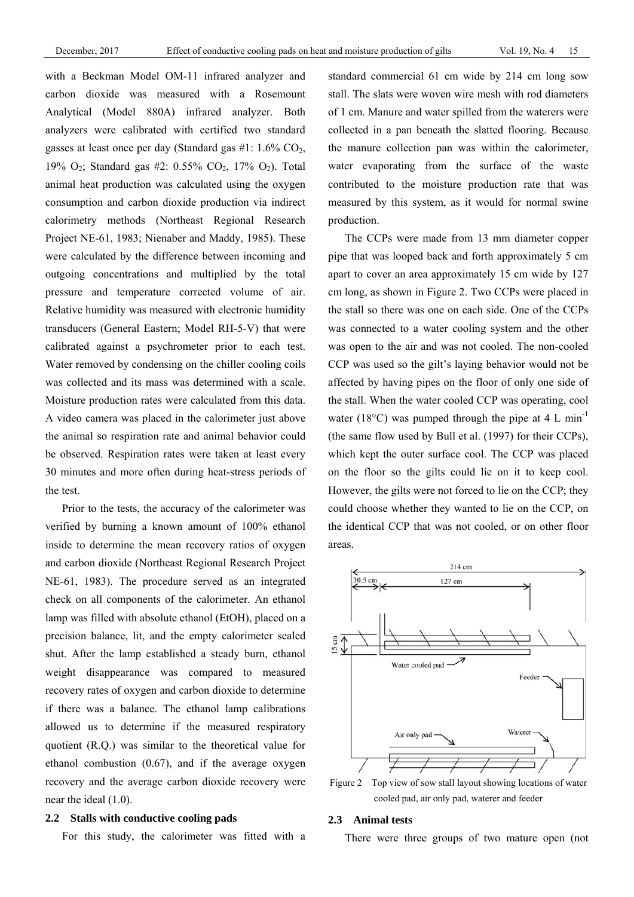with a Beckman Model OM-11 infrared analyzer and carbon dioxide was measured with a Rosemount Analytical (Model 880A) infrared analyzer. Both analyzers were calibrated with certified two standard gasses at least once per day (Standard gas #1: 1.6% $CO_2$, 19% $O_2$; Standard gas #2: 0.55% $CO_2$, 17% $O_2$). Total animal heat production was calculated using the oxygen consumption and carbon dioxide production via indirect calorimetry methods (Northeast Regional Research Project NE-61, 1983; Nienaber and Maddy, 1985). These were calculated by the difference between incoming and outgoing concentrations and multiplied by the total pressure and temperature corrected volume of air. Relative humidity was measured with electronic humidity transducers (General Eastern; Model RH-5-V) that were calibrated against a psychrometer prior to each test. Water removed by condensing on the chiller cooling coils was collected and its mass was determined with a scale. Moisture production rates were calculated from this data. A video camera was placed in the calorimeter just above the animal so respiration rate and animal behavior could be observed. Respiration rates were taken at least every 30 minutes and more often during heat-stress periods of the test.

Prior to the tests, the accuracy of the calorimeter was verified by burning a known amount of 100% ethanol inside to determine the mean recovery ratios of oxygen and carbon dioxide (Northeast Regional Research Project NE-61, 1983). The procedure served as an integrated check on all components of the calorimeter. An ethanol lamp was filled with absolute ethanol (EtOH), placed on a precision balance, lit, and the empty calorimeter sealed shut. After the lamp established a steady burn, ethanol weight disappearance was compared to measured recovery rates of oxygen and carbon dioxide to determine if there was a balance. The ethanol lamp calibrations allowed us to determine if the measured respiratory quotient (R.Q.) was similar to the theoretical value for ethanol combustion (0.67), and if the average oxygen recovery and the average carbon dioxide recovery were near the ideal (1.0).

### 2.2 Stalls with conductive cooling pads

For this study, the calorimeter was fitted with a standard commercial 61 cm wide by 214 cm long sow stall. The slats were woven wire mesh with rod diameters of 1 cm. Manure and water spilled from the waterers were collected in a pan beneath the slatted flooring. Because the manure collection pan was within the calorimeter, water evaporating from the surface of the waste contributed to the moisture production rate that was measured by this system, as it would for normal swine production.

The CCPs were made from 13 mm diameter copper pipe that was looped back and forth approximately 5 cm apart to cover an area approximately 15 cm wide by 127 cm long, as shown in Figure 2. Two CCPs were placed in the stall so there was one on each side. One of the CCPs was connected to a water cooling system and the other was open to the air and was not cooled. The non-cooled CCP was used so the gilt's laying behavior would not be affected by having pipes on the floor of only one side of the stall. When the water cooled CCP was operating, cool water (18°C) was pumped through the pipe at 4 L $min^{-1}$ (the same flow used by Bull et al. (1997) for their CCPs), which kept the outer surface cool. The CCP was placed on the floor so the gilts could lie on it to keep cool. However, the gilts were not forced to lie on the CCP; they could choose whether they wanted to lie on the CCP, on the identical CCP that was not cooled, or on other floor areas.

Figure 2 Top view of sow stall layout showing locations of water cooled pad, air only pad, waterer and feeder

### 2.3 Animal tests

There were three groups of two mature open (not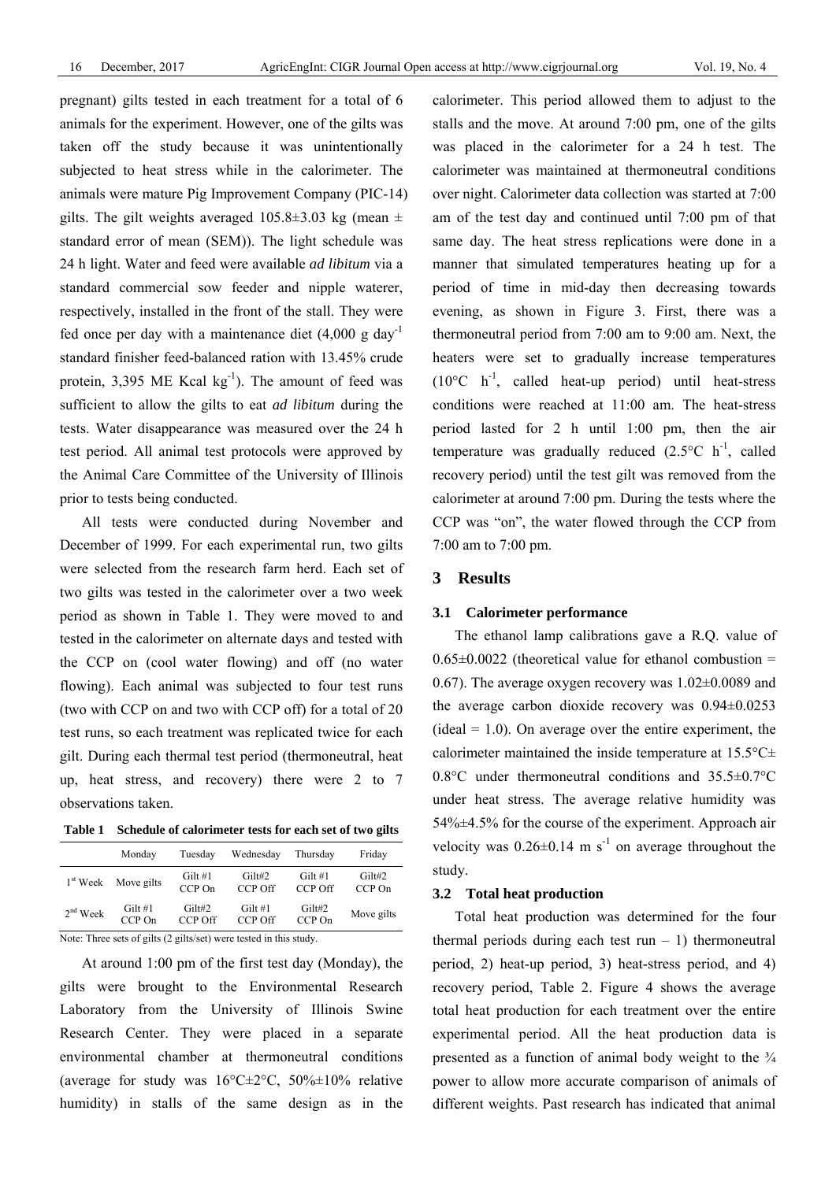pregnant) gilts tested in each treatment for a total of 6 animals for the experiment. However, one of the gilts was taken off the study because it was unintentionally subjected to heat stress while in the calorimeter. The animals were mature Pig Improvement Company (PIC-14) gilts. The gilt weights averaged 105.8±3.03 kg (mean ± standard error of mean (SEM)). The light schedule was 24 h light. Water and feed were available *ad libitum* via a standard commercial sow feeder and nipple waterer, respectively, installed in the front of the stall. They were fed once per day with a maintenance diet (4,000 g day$^{-1}$ standard finisher feed-balanced ration with 13.45% crude protein, 3,395 ME Kcal kg$^{-1}$). The amount of feed was sufficient to allow the gilts to eat *ad libitum* during the tests. Water disappearance was measured over the 24 h test period. All animal test protocols were approved by the Animal Care Committee of the University of Illinois prior to tests being conducted.

All tests were conducted during November and December of 1999. For each experimental run, two gilts were selected from the research farm herd. Each set of two gilts was tested in the calorimeter over a two week period as shown in Table 1. They were moved to and tested in the calorimeter on alternate days and tested with the CCP on (cool water flowing) and off (no water flowing). Each animal was subjected to four test runs (two with CCP on and two with CCP off) for a total of 20 test runs, so each treatment was replicated twice for each gilt. During each thermal test period (thermoneutral, heat up, heat stress, and recovery) there were 2 to 7 observations taken.

**Table 1 Schedule of calorimeter tests for each set of two gilts**

| | Monday | Tuesday | Wednesday | Thursday | Friday |
|---|---|---|---|---|---|
| 1st Week | Move gilts | Gilt #1 CCP On | Gilt#2 CCP Off | Gilt #1 CCP Off | Gilt#2 CCP On |
| 2nd Week | Gilt #1 CCP On | Gilt#2 CCP Off | Gilt #1 CCP Off | Gilt#2 CCP On | Move gilts |

Note: Three sets of gilts (2 gilts/set) were tested in this study.

At around 1:00 pm of the first test day (Monday), the gilts were brought to the Environmental Research Laboratory from the University of Illinois Swine Research Center. They were placed in a separate environmental chamber at thermoneutral conditions (average for study was 16°C±2°C, 50%±10% relative humidity) in stalls of the same design as in the calorimeter. This period allowed them to adjust to the stalls and the move. At around 7:00 pm, one of the gilts was placed in the calorimeter for a 24 h test. The calorimeter was maintained at thermoneutral conditions over night. Calorimeter data collection was started at 7:00 am of the test day and continued until 7:00 pm of that same day. The heat stress replications were done in a manner that simulated temperatures heating up for a period of time in mid-day then decreasing towards evening, as shown in Figure 3. First, there was a thermoneutral period from 7:00 am to 9:00 am. Next, the heaters were set to gradually increase temperatures (10°C h$^{-1}$, called heat-up period) until heat-stress conditions were reached at 11:00 am. The heat-stress period lasted for 2 h until 1:00 pm, then the air temperature was gradually reduced (2.5°C h$^{-1}$, called recovery period) until the test gilt was removed from the calorimeter at around 7:00 pm. During the tests where the CCP was "on", the water flowed through the CCP from 7:00 am to 7:00 pm.

## 3 Results

### 3.1 Calorimeter performance

The ethanol lamp calibrations gave a R.Q. value of 0.65±0.0022 (theoretical value for ethanol combustion = 0.67). The average oxygen recovery was 1.02±0.0089 and the average carbon dioxide recovery was 0.94±0.0253 (ideal = 1.0). On average over the entire experiment, the calorimeter maintained the inside temperature at 15.5°C± 0.8°C under thermoneutral conditions and 35.5±0.7°C under heat stress. The average relative humidity was 54%±4.5% for the course of the experiment. Approach air velocity was 0.26±0.14 m s$^{-1}$ on average throughout the study.

### 3.2 Total heat production

Total heat production was determined for the four thermal periods during each test run – 1) thermoneutral period, 2) heat-up period, 3) heat-stress period, and 4) recovery period, Table 2. Figure 4 shows the average total heat production for each treatment over the entire experimental period. All the heat production data is presented as a function of animal body weight to the ¾ power to allow more accurate comparison of animals of different weights. Past research has indicated that animal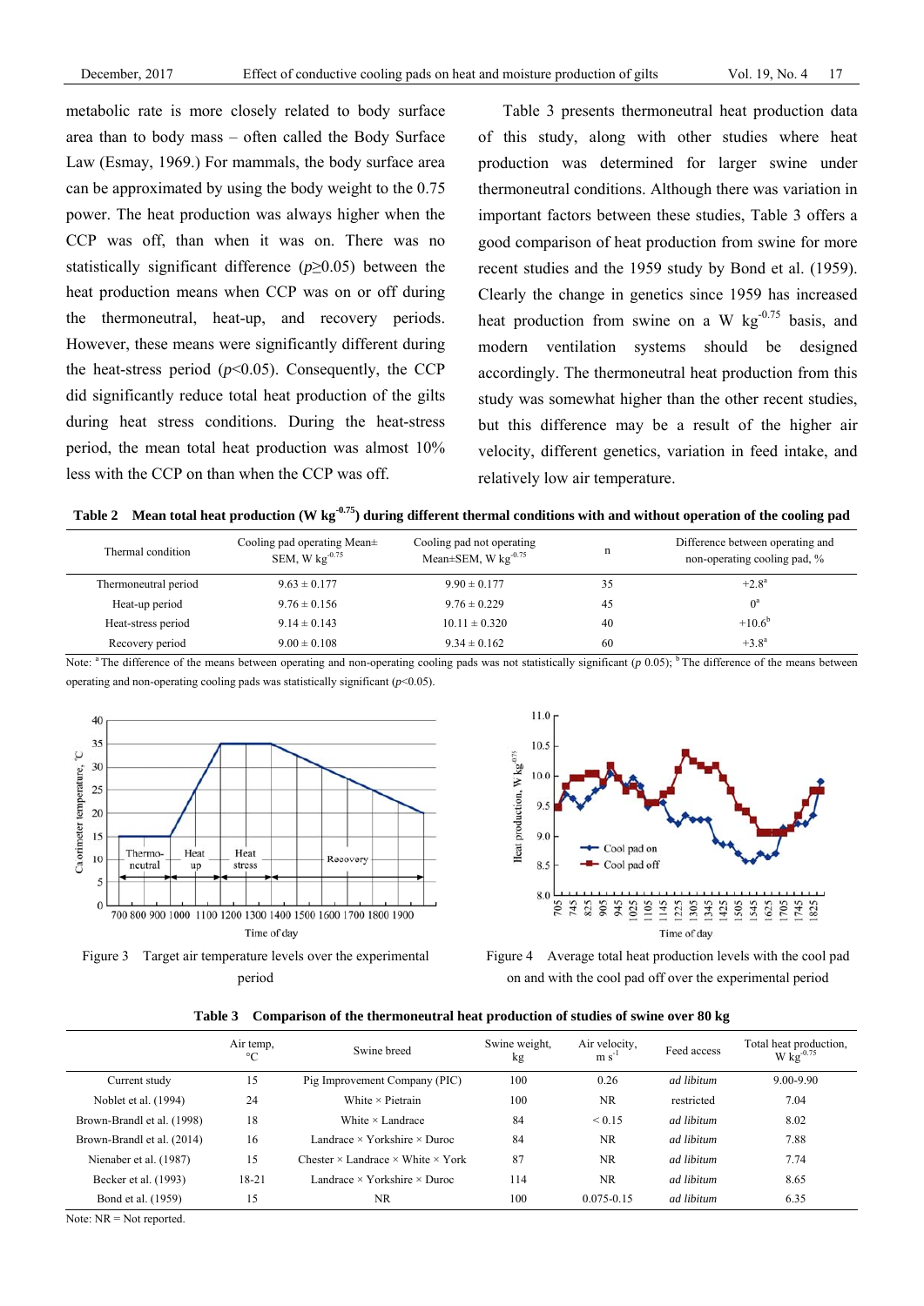metabolic rate is more closely related to body surface area than to body mass – often called the Body Surface Law (Esmay, 1969.) For mammals, the body surface area can be approximated by using the body weight to the 0.75 power. The heat production was always higher when the CCP was off, than when it was on. There was no statistically significant difference ($p \geq 0.05$) between the heat production means when CCP was on or off during the thermoneutral, heat-up, and recovery periods. However, these means were significantly different during the heat-stress period ($p<0.05$). Consequently, the CCP did significantly reduce total heat production of the gilts during heat stress conditions. During the heat-stress period, the mean total heat production was almost 10% less with the CCP on than when the CCP was off.

Table 3 presents thermoneutral heat production data of this study, along with other studies where heat production was determined for larger swine under thermoneutral conditions. Although there was variation in important factors between these studies, Table 3 offers a good comparison of heat production from swine for more recent studies and the 1959 study by Bond et al. (1959). Clearly the change in genetics since 1959 has increased heat production from swine on a W $kg^{-0.75}$ basis, and modern ventilation systems should be designed accordingly. The thermoneutral heat production from this study was somewhat higher than the other recent studies, but this difference may be a result of the higher air velocity, different genetics, variation in feed intake, and relatively low air temperature.

**Table 2 Mean total heat production (W $kg^{-0.75}$) during different thermal conditions with and without operation of the cooling pad**

| Thermal condition | Cooling pad operating Mean± SEM, W $kg^{-0.75}$ | Cooling pad not operating Mean±SEM, W $kg^{-0.75}$ | n | Difference between operating and non-operating cooling pad, % |
|---|---|---|---|---|
| Thermoneutral period | 9.63 ± 0.177 | 9.90 ± 0.177 | 35 | +2.8[a] |
| Heat-up period | 9.76 ± 0.156 | 9.76 ± 0.229 | 45 | 0[a] |
| Heat-stress period | 9.14 ± 0.143 | 10.11 ± 0.320 | 40 | +10.6[b] |
| Recovery period | 9.00 ± 0.108 | 9.34 ± 0.162 | 60 | +3.8[a] |

Note: [a] The difference of the means between operating and non-operating cooling pads was not statistically significant ($p$ 0.05); [b] The difference of the means between operating and non-operating cooling pads was statistically significant ($p<0.05$).

Figure 3 Target air temperature levels over the experimental period

Figure 4 Average total heat production levels with the cool pad on and with the cool pad off over the experimental period

**Table 3 Comparison of the thermoneutral heat production of studies of swine over 80 kg**

| | Air temp, °C | Swine breed | Swine weight, kg | Air velocity, m $s^{-1}$ | Feed access | Total heat production, W $kg^{-0.75}$ |
|---|---|---|---|---|---|---|
| Current study | 15 | Pig Improvement Company (PIC) | 100 | 0.26 | *ad libitum* | 9.00-9.90 |
| Noblet et al. (1994) | 24 | White × Pietrain | 100 | NR | restricted | 7.04 |
| Brown-Brandl et al. (1998) | 18 | White × Landrace | 84 | < 0.15 | *ad libitum* | 8.02 |
| Brown-Brandl et al. (2014) | 16 | Landrace × Yorkshire × Duroc | 84 | NR | *ad libitum* | 7.88 |
| Nienaber et al. (1987) | 15 | Chester × Landrace × White × York | 87 | NR | *ad libitum* | 7.74 |
| Becker et al. (1993) | 18-21 | Landrace × Yorkshire × Duroc | 114 | NR | *ad libitum* | 8.65 |
| Bond et al. (1959) | 15 | NR | 100 | 0.075-0.15 | *ad libitum* | 6.35 |

Note: NR = Not reported.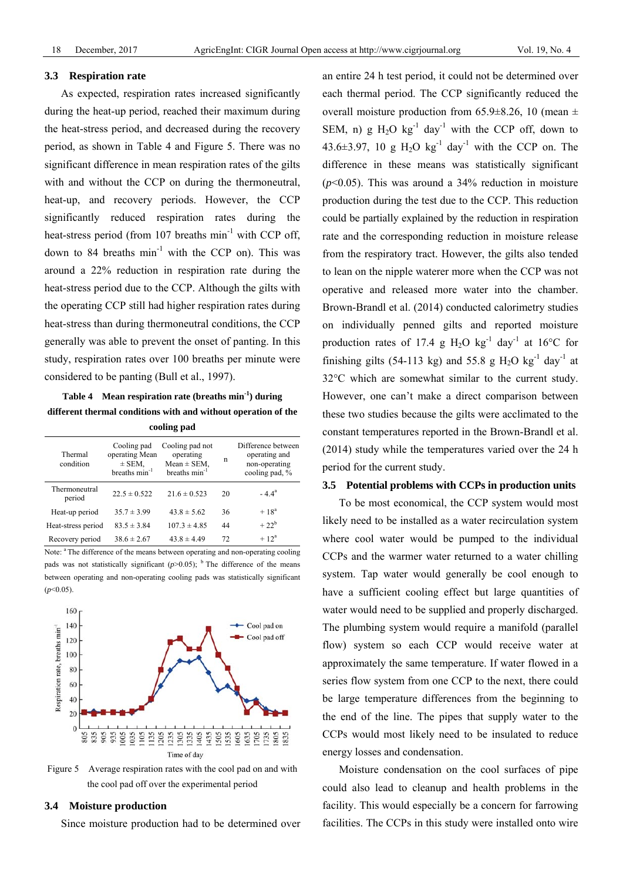### 3.3 Respiration rate

As expected, respiration rates increased significantly during the heat-up period, reached their maximum during the heat-stress period, and decreased during the recovery period, as shown in Table 4 and Figure 5. There was no significant difference in mean respiration rates of the gilts with and without the CCP on during the thermoneutral, heat-up, and recovery periods. However, the CCP significantly reduced respiration rates during the heat-stress period (from 107 breaths $min^{-1}$ with CCP off, down to 84 breaths $min^{-1}$ with the CCP on). This was around a 22% reduction in respiration rate during the heat-stress period due to the CCP. Although the gilts with the operating CCP still had higher respiration rates during heat-stress than during thermoneutral conditions, the CCP generally was able to prevent the onset of panting. In this study, respiration rates over 100 breaths per minute were considered to be panting (Bull et al., 1997).

**Table 4 Mean respiration rate (breaths $min^{-1}$) during different thermal conditions with and without operation of the cooling pad**

| Thermal condition | Cooling pad operating Mean ± SEM, breaths $min^{-1}$ | Cooling pad not operating Mean ± SEM, breaths $min^{-1}$ | n | Difference between operating and non-operating cooling pad, % |
|---|---|---|---|---|
| Thermoneutral period | 22.5 ± 0.522 | 21.6 ± 0.523 | 20 | - 4.4[a] |
| Heat-up period | 35.7 ± 3.99 | 43.8 ± 5.62 | 36 | + 18[a] |
| Heat-stress period | 83.5 ± 3.84 | 107.3 ± 4.85 | 44 | + 22[b] |
| Recovery period | 38.6 ± 2.67 | 43.8 ± 4.49 | 72 | + 12[a] |

Note: [a] The difference of the means between operating and non-operating cooling pads was not statistically significant ($p$>0.05); [b] The difference of the means between operating and non-operating cooling pads was statistically significant ($p$<0.05).

Figure 5 Average respiration rates with the cool pad on and with the cool pad off over the experimental period

### 3.4 Moisture production

Since moisture production had to be determined over an entire 24 h test period, it could not be determined over each thermal period. The CCP significantly reduced the overall moisture production from 65.9±8.26, 10 (mean ± SEM, n) g $H_2O$ $kg^{-1}$ $day^{-1}$ with the CCP off, down to 43.6±3.97, 10 g $H_2O$ $kg^{-1}$ $day^{-1}$ with the CCP on. The difference in these means was statistically significant ($p$<0.05). This was around a 34% reduction in moisture production during the test due to the CCP. This reduction could be partially explained by the reduction in respiration rate and the corresponding reduction in moisture release from the respiratory tract. However, the gilts also tended to lean on the nipple waterer more when the CCP was not operative and released more water into the chamber. Brown-Brandl et al. (2014) conducted calorimetry studies on individually penned gilts and reported moisture production rates of 17.4 g $H_2O$ $kg^{-1}$ $day^{-1}$ at 16°C for finishing gilts (54-113 kg) and 55.8 g $H_2O$ $kg^{-1}$ $day^{-1}$ at 32°C which are somewhat similar to the current study. However, one can't make a direct comparison between these two studies because the gilts were acclimated to the constant temperatures reported in the Brown-Brandl et al. (2014) study while the temperatures varied over the 24 h period for the current study.

### 3.5 Potential problems with CCPs in production units

To be most economical, the CCP system would most likely need to be installed as a water recirculation system where cool water would be pumped to the individual CCPs and the warmer water returned to a water chilling system. Tap water would generally be cool enough to have a sufficient cooling effect but large quantities of water would need to be supplied and properly discharged. The plumbing system would require a manifold (parallel flow) system so each CCP would receive water at approximately the same temperature. If water flowed in a series flow system from one CCP to the next, there could be large temperature differences from the beginning to the end of the line. The pipes that supply water to the CCPs would most likely need to be insulated to reduce energy losses and condensation.

Moisture condensation on the cool surfaces of pipe could also lead to cleanup and health problems in the facility. This would especially be a concern for farrowing facilities. The CCPs in this study were installed onto wire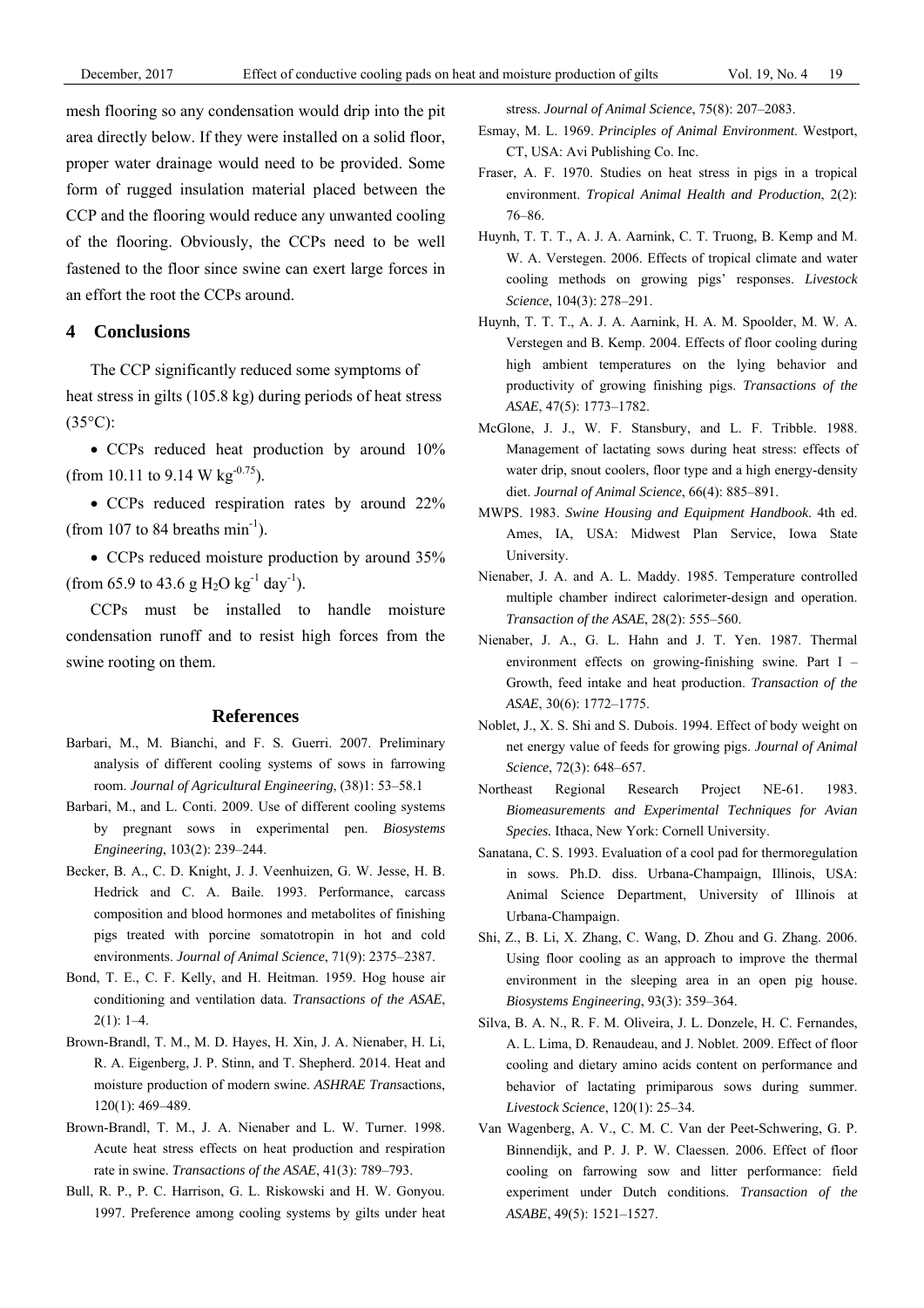mesh flooring so any condensation would drip into the pit area directly below. If they were installed on a solid floor, proper water drainage would need to be provided. Some form of rugged insulation material placed between the CCP and the flooring would reduce any unwanted cooling of the flooring. Obviously, the CCPs need to be well fastened to the floor since swine can exert large forces in an effort the root the CCPs around.

## 4 Conclusions

The CCP significantly reduced some symptoms of heat stress in gilts (105.8 kg) during periods of heat stress (35°C):

- CCPs reduced heat production by around 10% (from 10.11 to 9.14 W kg$^{-0.75}$).
- CCPs reduced respiration rates by around 22% (from 107 to 84 breaths min$^{-1}$).
- CCPs reduced moisture production by around 35% (from 65.9 to 43.6 g $H_2O$ kg$^{-1}$ day$^{-1}$).

CCPs must be installed to handle moisture condensation runoff and to resist high forces from the swine rooting on them.

## References

Barbari, M., M. Bianchi, and F. S. Guerri. 2007. Preliminary analysis of different cooling systems of sows in farrowing room. *Journal of Agricultural Engineering*, (38)1: 53–58.1

Barbari, M., and L. Conti. 2009. Use of different cooling systems by pregnant sows in experimental pen. *Biosystems Engineering*, 103(2): 239–244.

Becker, B. A., C. D. Knight, J. J. Veenhuizen, G. W. Jesse, H. B. Hedrick and C. A. Baile. 1993. Performance, carcass composition and blood hormones and metabolites of finishing pigs treated with porcine somatotropin in hot and cold environments. *Journal of Animal Science*, 71(9): 2375–2387.

Bond, T. E., C. F. Kelly, and H. Heitman. 1959. Hog house air conditioning and ventilation data. *Transactions of the ASAE*, 2(1): 1–4.

Brown-Brandl, T. M., M. D. Hayes, H. Xin, J. A. Nienaber, H. Li, R. A. Eigenberg, J. P. Stinn, and T. Shepherd. 2014. Heat and moisture production of modern swine. *ASHRAE Transactions*, 120(1): 469–489.

Brown-Brandl, T. M., J. A. Nienaber and L. W. Turner. 1998. Acute heat stress effects on heat production and respiration rate in swine. *Transactions of the ASAE*, 41(3): 789–793.

Bull, R. P., P. C. Harrison, G. L. Riskowski and H. W. Gonyou. 1997. Preference among cooling systems by gilts under heat stress. *Journal of Animal Science*, 75(8): 207–2083.

Esmay, M. L. 1969. *Principles of Animal Environment*. Westport, CT, USA: Avi Publishing Co. Inc.

Fraser, A. F. 1970. Studies on heat stress in pigs in a tropical environment. *Tropical Animal Health and Production*, 2(2): 76–86.

Huynh, T. T. T., A. J. A. Aarnink, C. T. Truong, B. Kemp and M. W. A. Verstegen. 2006. Effects of tropical climate and water cooling methods on growing pigs' responses. *Livestock Science*, 104(3): 278–291.

Huynh, T. T. T., A. J. A. Aarnink, H. A. M. Spoolder, M. W. A. Verstegen and B. Kemp. 2004. Effects of floor cooling during high ambient temperatures on the lying behavior and productivity of growing finishing pigs. *Transactions of the ASAE*, 47(5): 1773–1782.

McGlone, J. J., W. F. Stansbury, and L. F. Tribble. 1988. Management of lactating sows during heat stress: effects of water drip, snout coolers, floor type and a high energy-density diet. *Journal of Animal Science*, 66(4): 885–891.

MWPS. 1983. *Swine Housing and Equipment Handbook*. 4th ed. Ames, IA, USA: Midwest Plan Service, Iowa State University.

Nienaber, J. A. and A. L. Maddy. 1985. Temperature controlled multiple chamber indirect calorimeter-design and operation. *Transaction of the ASAE*, 28(2): 555–560.

Nienaber, J. A., G. L. Hahn and J. T. Yen. 1987. Thermal environment effects on growing-finishing swine. Part I – Growth, feed intake and heat production. *Transaction of the ASAE*, 30(6): 1772–1775.

Noblet, J., X. S. Shi and S. Dubois. 1994. Effect of body weight on net energy value of feeds for growing pigs. *Journal of Animal Science*, 72(3): 648–657.

Northeast Regional Research Project NE-61. 1983. *Biomeasurements and Experimental Techniques for Avian Species.* Ithaca, New York: Cornell University.

Sanatana, C. S. 1993. Evaluation of a cool pad for thermoregulation in sows. Ph.D. diss. Urbana-Champaign, Illinois, USA: Animal Science Department, University of Illinois at Urbana-Champaign.

Shi, Z., B. Li, X. Zhang, C. Wang, D. Zhou and G. Zhang. 2006. Using floor cooling as an approach to improve the thermal environment in the sleeping area in an open pig house. *Biosystems Engineering*, 93(3): 359–364.

Silva, B. A. N., R. F. M. Oliveira, J. L. Donzele, H. C. Fernandes, A. L. Lima, D. Renaudeau, and J. Noblet. 2009. Effect of floor cooling and dietary amino acids content on performance and behavior of lactating primiparous sows during summer. *Livestock Science*, 120(1): 25–34.

Van Wagenberg, A. V., C. M. C. Van der Peet-Schwering, G. P. Binnendijk, and P. J. P. W. Claessen. 2006. Effect of floor cooling on farrowing sow and litter performance: field experiment under Dutch conditions. *Transaction of the ASABE*, 49(5): 1521–1527.